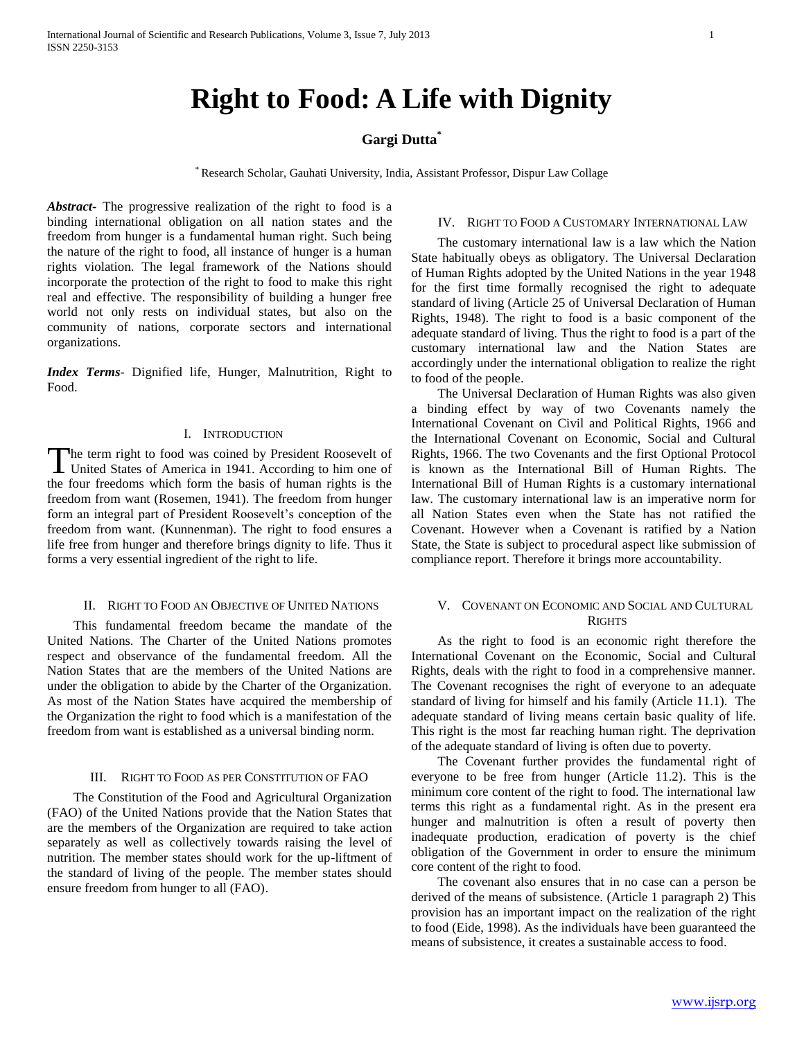# Right to Food: A Life with Dignity

**Gargi Dutta**[*]

[*] Research Scholar, Gauhati University, India, Assistant Professor, Dispur Law Collage

***Abstract-*** The progressive realization of the right to food is a binding international obligation on all nation states and the freedom from hunger is a fundamental human right. Such being the nature of the right to food, all instance of hunger is a human rights violation. The legal framework of the Nations should incorporate the protection of the right to food to make this right real and effective. The responsibility of building a hunger free world not only rests on individual states, but also on the community of nations, corporate sectors and international organizations.

***Index Terms-*** Dignified life, Hunger, Malnutrition, Right to Food.

## I. Introduction

The term right to food was coined by President Roosevelt of United States of America in 1941. According to him one of the four freedoms which form the basis of human rights is the freedom from want (Rosemen, 1941). The freedom from hunger form an integral part of President Roosevelt's conception of the freedom from want. (Kunnenman). The right to food ensures a life free from hunger and therefore brings dignity to life. Thus it forms a very essential ingredient of the right to life.

## II. Right to Food an Objective of United Nations

This fundamental freedom became the mandate of the United Nations. The Charter of the United Nations promotes respect and observance of the fundamental freedom. All the Nation States that are the members of the United Nations are under the obligation to abide by the Charter of the Organization. As most of the Nation States have acquired the membership of the Organization the right to food which is a manifestation of the freedom from want is established as a universal binding norm.

## III. Right to Food as per Constitution of FAO

The Constitution of the Food and Agricultural Organization (FAO) of the United Nations provide that the Nation States that are the members of the Organization are required to take action separately as well as collectively towards raising the level of nutrition. The member states should work for the up-liftment of the standard of living of the people. The member states should ensure freedom from hunger to all (FAO).

## IV. Right to Food a Customary International Law

The customary international law is a law which the Nation State habitually obeys as obligatory. The Universal Declaration of Human Rights adopted by the United Nations in the year 1948 for the first time formally recognised the right to adequate standard of living (Article 25 of Universal Declaration of Human Rights, 1948). The right to food is a basic component of the adequate standard of living. Thus the right to food is a part of the customary international law and the Nation States are accordingly under the international obligation to realize the right to food of the people.

The Universal Declaration of Human Rights was also given a binding effect by way of two Covenants namely the International Covenant on Civil and Political Rights, 1966 and the International Covenant on Economic, Social and Cultural Rights, 1966. The two Covenants and the first Optional Protocol is known as the International Bill of Human Rights. The International Bill of Human Rights is a customary international law. The customary international law is an imperative norm for all Nation States even when the State has not ratified the Covenant. However when a Covenant is ratified by a Nation State, the State is subject to procedural aspect like submission of compliance report. Therefore it brings more accountability.

## V. Covenant on Economic and Social and Cultural Rights

As the right to food is an economic right therefore the International Covenant on the Economic, Social and Cultural Rights, deals with the right to food in a comprehensive manner. The Covenant recognises the right of everyone to an adequate standard of living for himself and his family (Article 11.1). The adequate standard of living means certain basic quality of life. This right is the most far reaching human right. The deprivation of the adequate standard of living is often due to poverty.

The Covenant further provides the fundamental right of everyone to be free from hunger (Article 11.2). This is the minimum core content of the right to food. The international law terms this right as a fundamental right. As in the present era hunger and malnutrition is often a result of poverty then inadequate production, eradication of poverty is the chief obligation of the Government in order to ensure the minimum core content of the right to food.

The covenant also ensures that in no case can a person be derived of the means of subsistence. (Article 1 paragraph 2) This provision has an important impact on the realization of the right to food (Eide, 1998). As the individuals have been guaranteed the means of subsistence, it creates a sustainable access to food.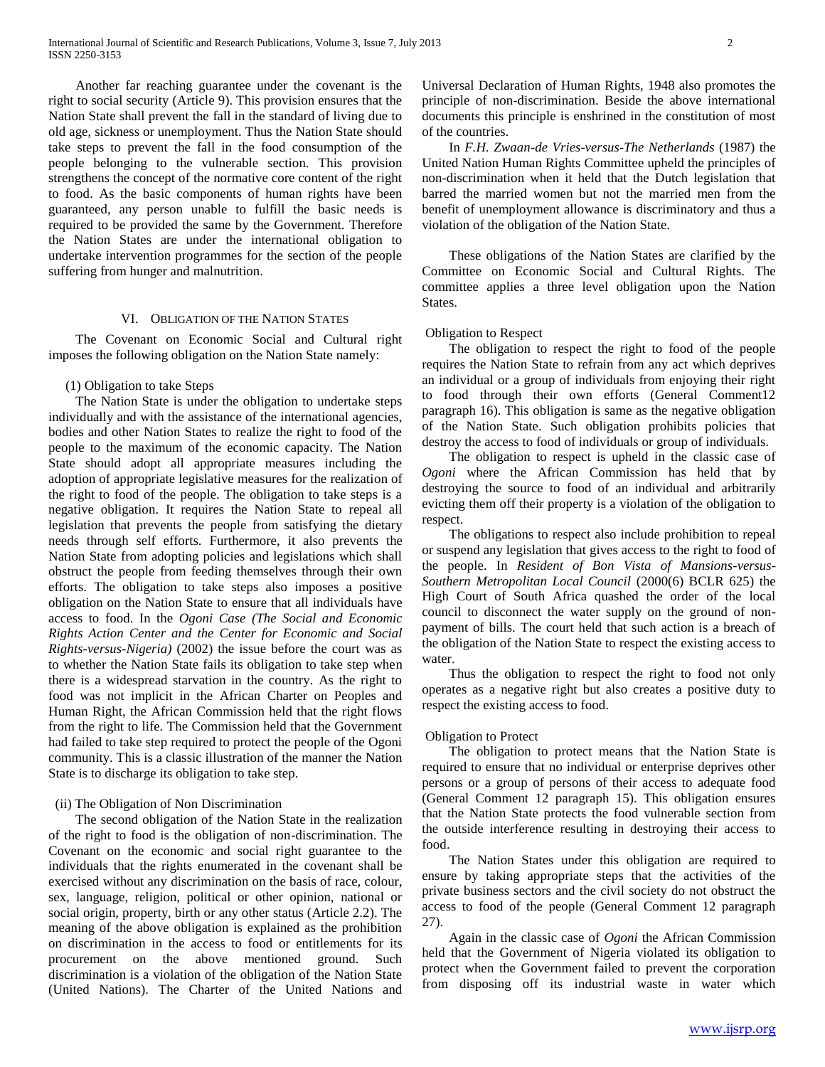Another far reaching guarantee under the covenant is the right to social security (Article 9). This provision ensures that the Nation State shall prevent the fall in the standard of living due to old age, sickness or unemployment. Thus the Nation State should take steps to prevent the fall in the food consumption of the people belonging to the vulnerable section. This provision strengthens the concept of the normative core content of the right to food. As the basic components of human rights have been guaranteed, any person unable to fulfill the basic needs is required to be provided the same by the Government. Therefore the Nation States are under the international obligation to undertake intervention programmes for the section of the people suffering from hunger and malnutrition.

## VI. Obligation of the Nation States

The Covenant on Economic Social and Cultural right imposes the following obligation on the Nation State namely:

(1) Obligation to take Steps

The Nation State is under the obligation to undertake steps individually and with the assistance of the international agencies, bodies and other Nation States to realize the right to food of the people to the maximum of the economic capacity. The Nation State should adopt all appropriate measures including the adoption of appropriate legislative measures for the realization of the right to food of the people. The obligation to take steps is a negative obligation. It requires the Nation State to repeal all legislation that prevents the people from satisfying the dietary needs through self efforts. Furthermore, it also prevents the Nation State from adopting policies and legislations which shall obstruct the people from feeding themselves through their own efforts. The obligation to take steps also imposes a positive obligation on the Nation State to ensure that all individuals have access to food. In the *Ogoni Case (The Social and Economic Rights Action Center and the Center for Economic and Social Rights-versus-Nigeria)* (2002) the issue before the court was as to whether the Nation State fails its obligation to take step when there is a widespread starvation in the country. As the right to food was not implicit in the African Charter on Peoples and Human Right, the African Commission held that the right flows from the right to life. The Commission held that the Government had failed to take step required to protect the people of the Ogoni community. This is a classic illustration of the manner the Nation State is to discharge its obligation to take step.

(ii) The Obligation of Non Discrimination

The second obligation of the Nation State in the realization of the right to food is the obligation of non-discrimination. The Covenant on the economic and social right guarantee to the individuals that the rights enumerated in the covenant shall be exercised without any discrimination on the basis of race, colour, sex, language, religion, political or other opinion, national or social origin, property, birth or any other status (Article 2.2). The meaning of the above obligation is explained as the prohibition on discrimination in the access to food or entitlements for its procurement on the above mentioned ground. Such discrimination is a violation of the obligation of the Nation State (United Nations). The Charter of the United Nations and Universal Declaration of Human Rights, 1948 also promotes the principle of non-discrimination. Beside the above international documents this principle is enshrined in the constitution of most of the countries.

In *F.H. Zwaan-de Vries-versus-The Netherlands* (1987) the United Nation Human Rights Committee upheld the principles of non-discrimination when it held that the Dutch legislation that barred the married women but not the married men from the benefit of unemployment allowance is discriminatory and thus a violation of the obligation of the Nation State.

These obligations of the Nation States are clarified by the Committee on Economic Social and Cultural Rights. The committee applies a three level obligation upon the Nation States.

Obligation to Respect

The obligation to respect the right to food of the people requires the Nation State to refrain from any act which deprives an individual or a group of individuals from enjoying their right to food through their own efforts (General Comment12 paragraph 16). This obligation is same as the negative obligation of the Nation State. Such obligation prohibits policies that destroy the access to food of individuals or group of individuals.

The obligation to respect is upheld in the classic case of *Ogoni* where the African Commission has held that by destroying the source to food of an individual and arbitrarily evicting them off their property is a violation of the obligation to respect.

The obligations to respect also include prohibition to repeal or suspend any legislation that gives access to the right to food of the people. In *Resident of Bon Vista of Mansions-versus-Southern Metropolitan Local Council* (2000(6) BCLR 625) the High Court of South Africa quashed the order of the local council to disconnect the water supply on the ground of non-payment of bills. The court held that such action is a breach of the obligation of the Nation State to respect the existing access to water.

Thus the obligation to respect the right to food not only operates as a negative right but also creates a positive duty to respect the existing access to food.

Obligation to Protect

The obligation to protect means that the Nation State is required to ensure that no individual or enterprise deprives other persons or a group of persons of their access to adequate food (General Comment 12 paragraph 15). This obligation ensures that the Nation State protects the food vulnerable section from the outside interference resulting in destroying their access to food.

The Nation States under this obligation are required to ensure by taking appropriate steps that the activities of the private business sectors and the civil society do not obstruct the access to food of the people (General Comment 12 paragraph 27).

Again in the classic case of *Ogoni* the African Commission held that the Government of Nigeria violated its obligation to protect when the Government failed to prevent the corporation from disposing off its industrial waste in water which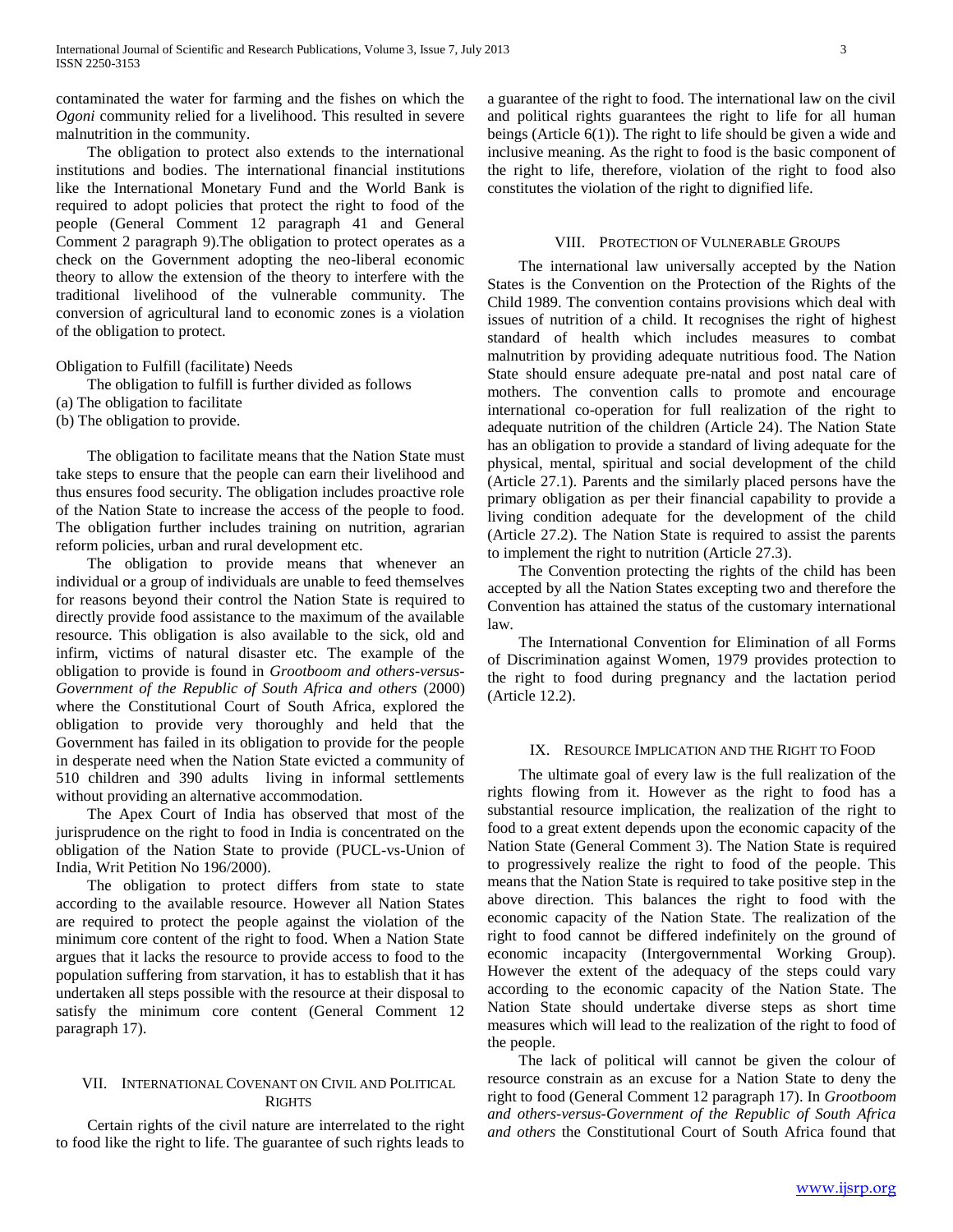contaminated the water for farming and the fishes on which the *Ogoni* community relied for a livelihood. This resulted in severe malnutrition in the community.

The obligation to protect also extends to the international institutions and bodies. The international financial institutions like the International Monetary Fund and the World Bank is required to adopt policies that protect the right to food of the people (General Comment 12 paragraph 41 and General Comment 2 paragraph 9).The obligation to protect operates as a check on the Government adopting the neo-liberal economic theory to allow the extension of the theory to interfere with the traditional livelihood of the vulnerable community. The conversion of agricultural land to economic zones is a violation of the obligation to protect.

Obligation to Fulfill (facilitate) Needs

The obligation to fulfill is further divided as follows

(a) The obligation to facilitate
(b) The obligation to provide.

The obligation to facilitate means that the Nation State must take steps to ensure that the people can earn their livelihood and thus ensures food security. The obligation includes proactive role of the Nation State to increase the access of the people to food. The obligation further includes training on nutrition, agrarian reform policies, urban and rural development etc.

The obligation to provide means that whenever an individual or a group of individuals are unable to feed themselves for reasons beyond their control the Nation State is required to directly provide food assistance to the maximum of the available resource. This obligation is also available to the sick, old and infirm, victims of natural disaster etc. The example of the obligation to provide is found in *Grootboom and others-versus-Government of the Republic of South Africa and others* (2000) where the Constitutional Court of South Africa, explored the obligation to provide very thoroughly and held that the Government has failed in its obligation to provide for the people in desperate need when the Nation State evicted a community of 510 children and 390 adults living in informal settlements without providing an alternative accommodation.

The Apex Court of India has observed that most of the jurisprudence on the right to food in India is concentrated on the obligation of the Nation State to provide (PUCL-vs-Union of India, Writ Petition No 196/2000).

The obligation to protect differs from state to state according to the available resource. However all Nation States are required to protect the people against the violation of the minimum core content of the right to food. When a Nation State argues that it lacks the resource to provide access to food to the population suffering from starvation, it has to establish that it has undertaken all steps possible with the resource at their disposal to satisfy the minimum core content (General Comment 12 paragraph 17).

## VII. International Covenant on Civil and Political Rights

Certain rights of the civil nature are interrelated to the right to food like the right to life. The guarantee of such rights leads to a guarantee of the right to food. The international law on the civil and political rights guarantees the right to life for all human beings (Article 6(1)). The right to life should be given a wide and inclusive meaning. As the right to food is the basic component of the right to life, therefore, violation of the right to food also constitutes the violation of the right to dignified life.

## VIII. Protection of Vulnerable Groups

The international law universally accepted by the Nation States is the Convention on the Protection of the Rights of the Child 1989. The convention contains provisions which deal with issues of nutrition of a child. It recognises the right of highest standard of health which includes measures to combat malnutrition by providing adequate nutritious food. The Nation State should ensure adequate pre-natal and post natal care of mothers. The convention calls to promote and encourage international co-operation for full realization of the right to adequate nutrition of the children (Article 24). The Nation State has an obligation to provide a standard of living adequate for the physical, mental, spiritual and social development of the child (Article 27.1). Parents and the similarly placed persons have the primary obligation as per their financial capability to provide a living condition adequate for the development of the child (Article 27.2). The Nation State is required to assist the parents to implement the right to nutrition (Article 27.3).

The Convention protecting the rights of the child has been accepted by all the Nation States excepting two and therefore the Convention has attained the status of the customary international law.

The International Convention for Elimination of all Forms of Discrimination against Women, 1979 provides protection to the right to food during pregnancy and the lactation period (Article 12.2).

## IX. Resource Implication and the Right to Food

The ultimate goal of every law is the full realization of the rights flowing from it. However as the right to food has a substantial resource implication, the realization of the right to food to a great extent depends upon the economic capacity of the Nation State (General Comment 3). The Nation State is required to progressively realize the right to food of the people. This means that the Nation State is required to take positive step in the above direction. This balances the right to food with the economic capacity of the Nation State. The realization of the right to food cannot be differed indefinitely on the ground of economic incapacity (Intergovernmental Working Group). However the extent of the adequacy of the steps could vary according to the economic capacity of the Nation State. The Nation State should undertake diverse steps as short time measures which will lead to the realization of the right to food of the people.

The lack of political will cannot be given the colour of resource constrain as an excuse for a Nation State to deny the right to food (General Comment 12 paragraph 17). In *Grootboom and others-versus-Government of the Republic of South Africa and others* the Constitutional Court of South Africa found that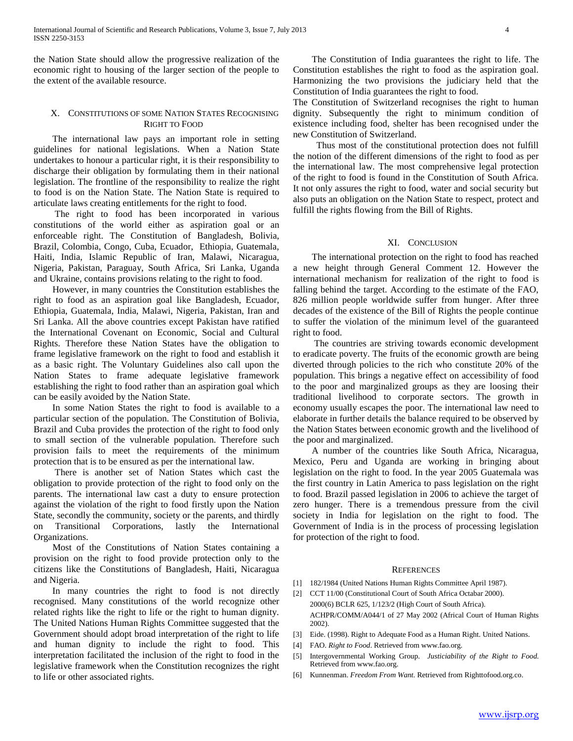the Nation State should allow the progressive realization of the economic right to housing of the larger section of the people to the extent of the available resource.

## X. Constitutions of some Nation States Recognising Right to Food

The international law pays an important role in setting guidelines for national legislations. When a Nation State undertakes to honour a particular right, it is their responsibility to discharge their obligation by formulating them in their national legislation. The frontline of the responsibility to realize the right to food is on the Nation State. The Nation State is required to articulate laws creating entitlements for the right to food.

The right to food has been incorporated in various constitutions of the world either as aspiration goal or an enforceable right. The Constitution of Bangladesh, Bolivia, Brazil, Colombia, Congo, Cuba, Ecuador, Ethiopia, Guatemala, Haiti, India, Islamic Republic of Iran, Malawi, Nicaragua, Nigeria, Pakistan, Paraguay, South Africa, Sri Lanka, Uganda and Ukraine, contains provisions relating to the right to food.

However, in many countries the Constitution establishes the right to food as an aspiration goal like Bangladesh, Ecuador, Ethiopia, Guatemala, India, Malawi, Nigeria, Pakistan, Iran and Sri Lanka. All the above countries except Pakistan have ratified the International Covenant on Economic, Social and Cultural Rights. Therefore these Nation States have the obligation to frame legislative framework on the right to food and establish it as a basic right. The Voluntary Guidelines also call upon the Nation States to frame adequate legislative framework establishing the right to food rather than an aspiration goal which can be easily avoided by the Nation State.

In some Nation States the right to food is available to a particular section of the population. The Constitution of Bolivia, Brazil and Cuba provides the protection of the right to food only to small section of the vulnerable population. Therefore such provision fails to meet the requirements of the minimum protection that is to be ensured as per the international law.

There is another set of Nation States which cast the obligation to provide protection of the right to food only on the parents. The international law cast a duty to ensure protection against the violation of the right to food firstly upon the Nation State, secondly the community, society or the parents, and thirdly on Transitional Corporations, lastly the International Organizations.

Most of the Constitutions of Nation States containing a provision on the right to food provide protection only to the citizens like the Constitutions of Bangladesh, Haiti, Nicaragua and Nigeria.

In many countries the right to food is not directly recognised. Many constitutions of the world recognize other related rights like the right to life or the right to human dignity. The United Nations Human Rights Committee suggested that the Government should adopt broad interpretation of the right to life and human dignity to include the right to food. This interpretation facilitated the inclusion of the right to food in the legislative framework when the Constitution recognizes the right to life or other associated rights.

The Constitution of India guarantees the right to life. The Constitution establishes the right to food as the aspiration goal. Harmonizing the two provisions the judiciary held that the Constitution of India guarantees the right to food.

The Constitution of Switzerland recognises the right to human dignity. Subsequently the right to minimum condition of existence including food, shelter has been recognised under the new Constitution of Switzerland.

Thus most of the constitutional protection does not fulfill the notion of the different dimensions of the right to food as per the international law. The most comprehensive legal protection of the right to food is found in the Constitution of South Africa. It not only assures the right to food, water and social security but also puts an obligation on the Nation State to respect, protect and fulfill the rights flowing from the Bill of Rights.

## XI. Conclusion

The international protection on the right to food has reached a new height through General Comment 12. However the international mechanism for realization of the right to food is falling behind the target. According to the estimate of the FAO, 826 million people worldwide suffer from hunger. After three decades of the existence of the Bill of Rights the people continue to suffer the violation of the minimum level of the guaranteed right to food.

The countries are striving towards economic development to eradicate poverty. The fruits of the economic growth are being diverted through policies to the rich who constitute 20% of the population. This brings a negative effect on accessibility of food to the poor and marginalized groups as they are loosing their traditional livelihood to corporate sectors. The growth in economy usually escapes the poor. The international law need to elaborate in further details the balance required to be observed by the Nation States between economic growth and the livelihood of the poor and marginalized.

A number of the countries like South Africa, Nicaragua, Mexico, Peru and Uganda are working in bringing about legislation on the right to food. In the year 2005 Guatemala was the first country in Latin America to pass legislation on the right to food. Brazil passed legislation in 2006 to achieve the target of zero hunger. There is a tremendous pressure from the civil society in India for legislation on the right to food. The Government of India is in the process of processing legislation for protection of the right to food.

## References

[1] 182/1984 (United Nations Human Rights Committee April 1987).

[2] CCT 11/00 (Constitutional Court of South Africa Octabar 2000). 2000(6) BCLR 625, 1/123/2 (High Court of South Africa). ACHPR/COMM/A044/1 of 27 May 2002 (Africal Court of Human Rights 2002).

[3] Eide. (1998). Right to Adequate Food as a Human Right. United Nations.

[4] FAO. *Right to Food*. Retrieved from www.fao.org.

[5] Intergovernmental Working Group. *Justiciability of the Right to Food.* Retrieved from www.fao.org.

[6] Kunnenman. *Freedom From Want.* Retrieved from Righttofood.org.co.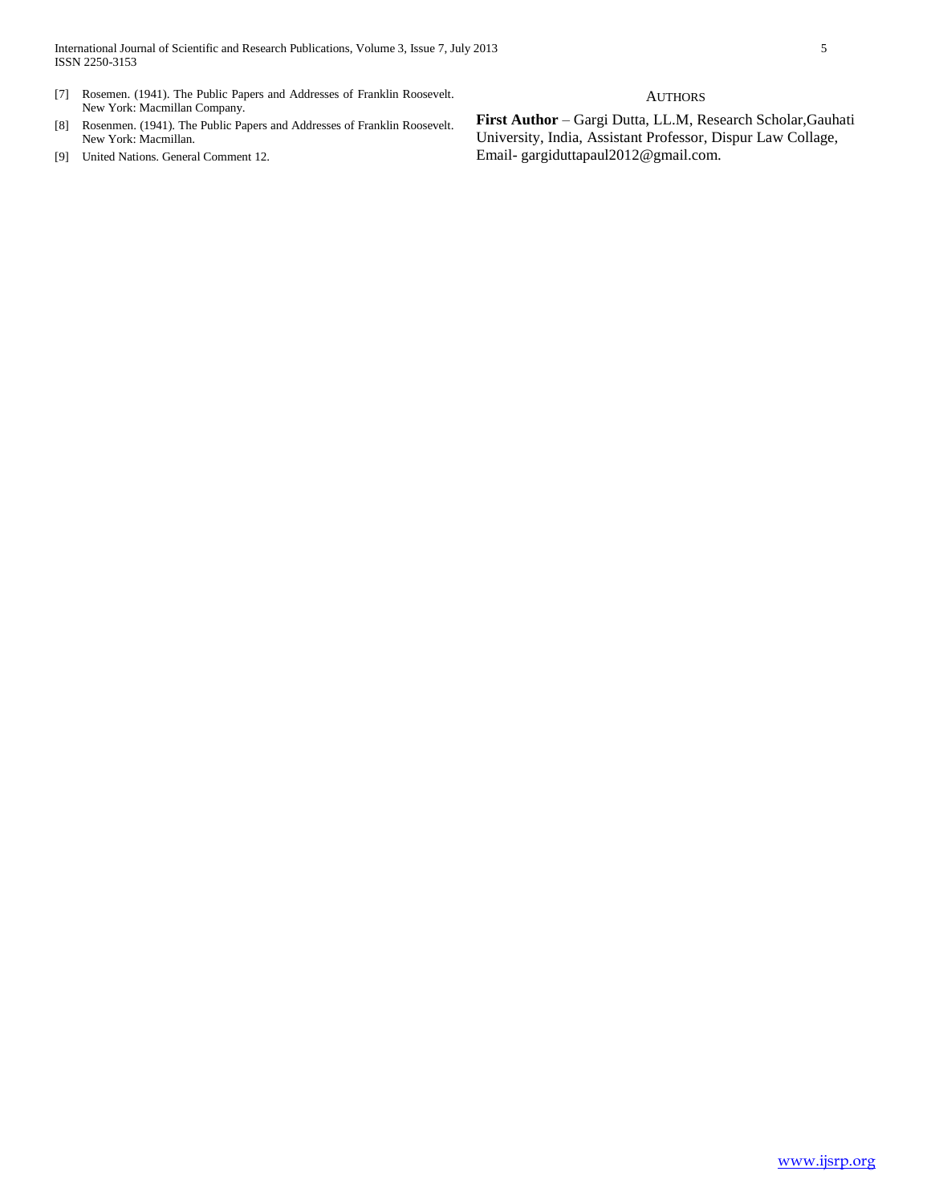[7] Rosemen. (1941). The Public Papers and Addresses of Franklin Roosevelt. New York: Macmillan Company.

[8] Rosenmen. (1941). The Public Papers and Addresses of Franklin Roosevelt. New York: Macmillan.

[9] United Nations. General Comment 12.

## AUTHORS

**First Author** – Gargi Dutta, LL.M, Research Scholar,Gauhati University, India, Assistant Professor, Dispur Law Collage, Email- gargiduttapaul2012@gmail.com.